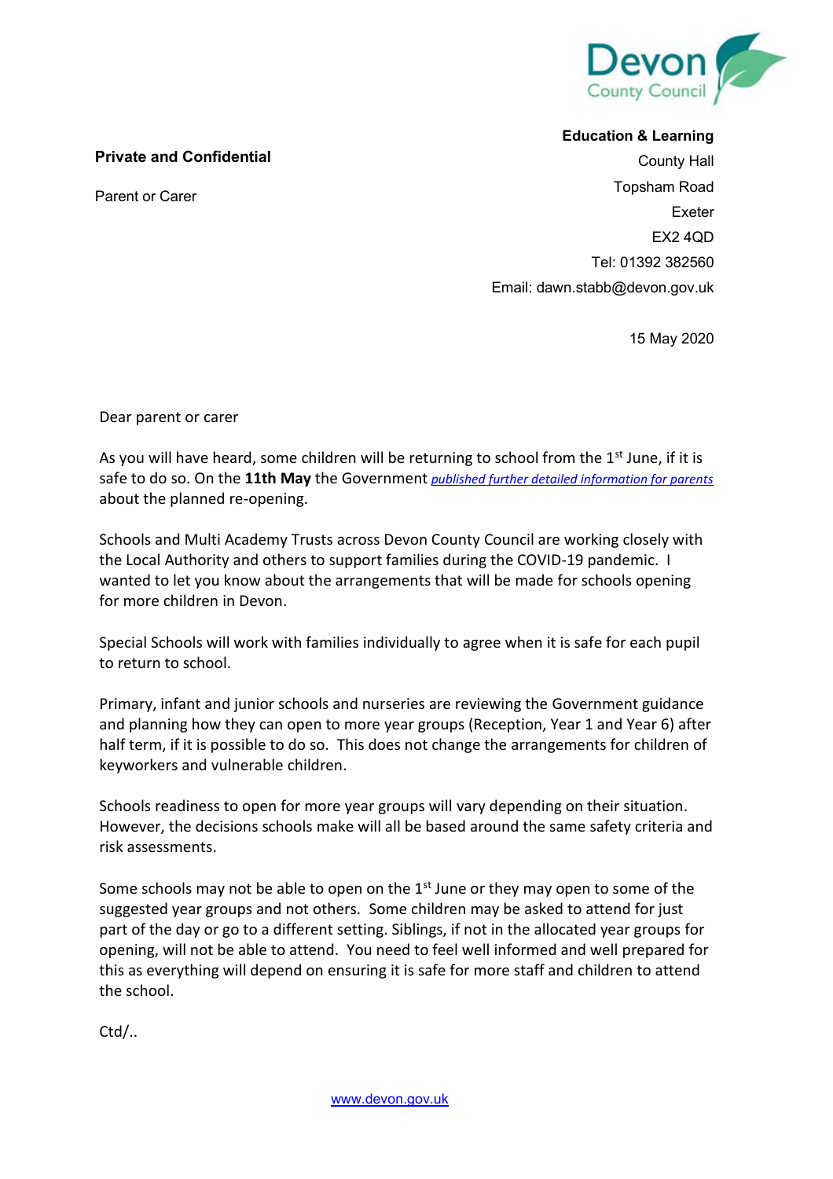Devon County Council

**Education & Learning**
County Hall
Topsham Road
Exeter
EX2 4QD
Tel: 01392 382560
Email: dawn.stabb@devon.gov.uk

**Private and Confidential**

Parent or Carer

15 May 2020

Dear parent or carer

As you will have heard, some children will be returning to school from the 1st June, if it is safe to do so. On the **11th May** the Government *published further detailed information for parents* about the planned re-opening.

Schools and Multi Academy Trusts across Devon County Council are working closely with the Local Authority and others to support families during the COVID-19 pandemic. I wanted to let you know about the arrangements that will be made for schools opening for more children in Devon.

Special Schools will work with families individually to agree when it is safe for each pupil to return to school.

Primary, infant and junior schools and nurseries are reviewing the Government guidance and planning how they can open to more year groups (Reception, Year 1 and Year 6) after half term, if it is possible to do so. This does not change the arrangements for children of keyworkers and vulnerable children.

Schools readiness to open for more year groups will vary depending on their situation. However, the decisions schools make will all be based around the same safety criteria and risk assessments.

Some schools may not be able to open on the 1st June or they may open to some of the suggested year groups and not others. Some children may be asked to attend for just part of the day or go to a different setting. Siblings, if not in the allocated year groups for opening, will not be able to attend. You need to feel well informed and well prepared for this as everything will depend on ensuring it is safe for more staff and children to attend the school.

Ctd/..

www.devon.gov.uk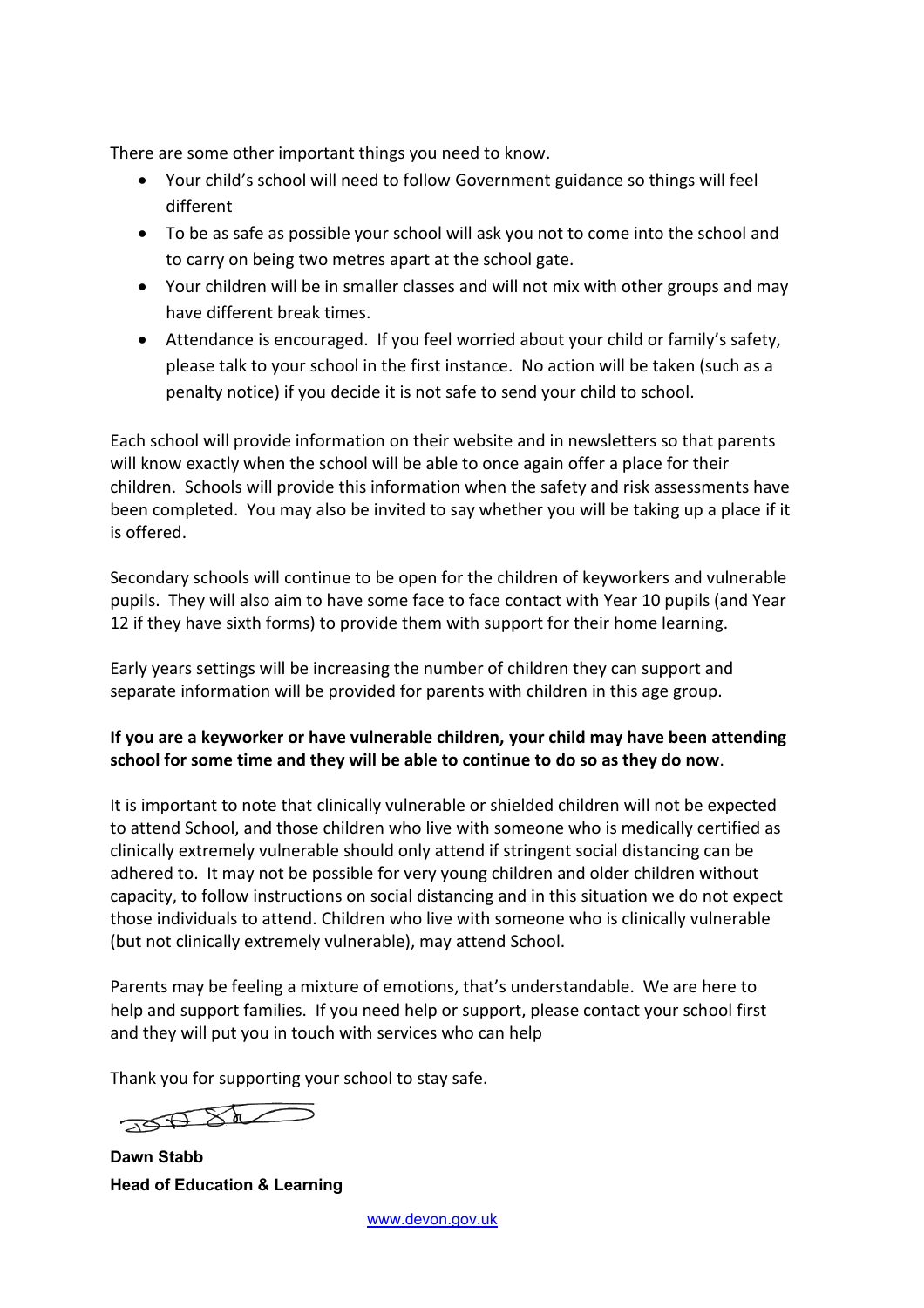There are some other important things you need to know.

- Your child's school will need to follow Government guidance so things will feel different
- To be as safe as possible your school will ask you not to come into the school and to carry on being two metres apart at the school gate.
- Your children will be in smaller classes and will not mix with other groups and may have different break times.
- Attendance is encouraged. If you feel worried about your child or family's safety, please talk to your school in the first instance. No action will be taken (such as a penalty notice) if you decide it is not safe to send your child to school.

Each school will provide information on their website and in newsletters so that parents will know exactly when the school will be able to once again offer a place for their children. Schools will provide this information when the safety and risk assessments have been completed. You may also be invited to say whether you will be taking up a place if it is offered.

Secondary schools will continue to be open for the children of keyworkers and vulnerable pupils. They will also aim to have some face to face contact with Year 10 pupils (and Year 12 if they have sixth forms) to provide them with support for their home learning.

Early years settings will be increasing the number of children they can support and separate information will be provided for parents with children in this age group.

**If you are a keyworker or have vulnerable children, your child may have been attending school for some time and they will be able to continue to do so as they do now**.

It is important to note that clinically vulnerable or shielded children will not be expected to attend School, and those children who live with someone who is medically certified as clinically extremely vulnerable should only attend if stringent social distancing can be adhered to. It may not be possible for very young children and older children without capacity, to follow instructions on social distancing and in this situation we do not expect those individuals to attend. Children who live with someone who is clinically vulnerable (but not clinically extremely vulnerable), may attend School.

Parents may be feeling a mixture of emotions, that's understandable. We are here to help and support families. If you need help or support, please contact your school first and they will put you in touch with services who can help

Thank you for supporting your school to stay safe.

**Dawn Stabb**
**Head of Education & Learning**